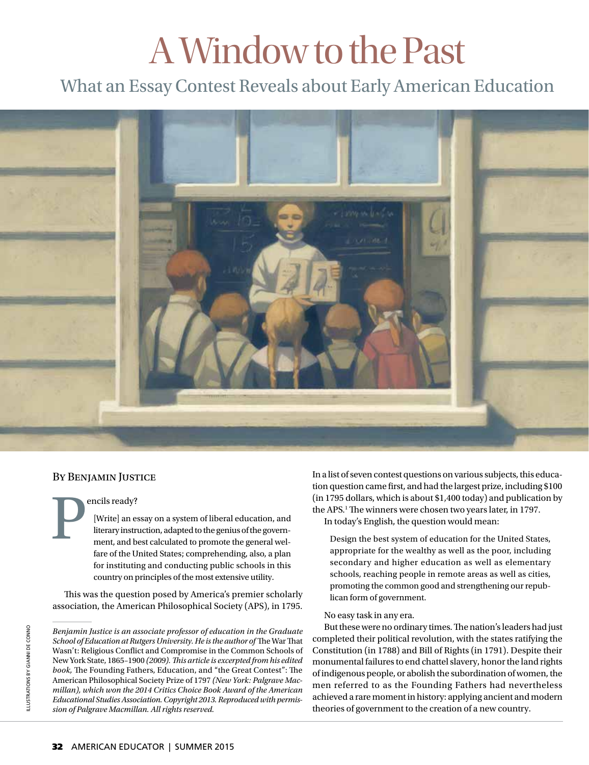# A Window to the Past

## What an Essay Contest Reveals about Early American Education

By Benjamin Justice

Pencils ready?

> [Write] an essay on a system of liberal education, and literary instruction, adapted to the genius of the government, and best calculated to promote the general welfare of the United States; comprehending, also, a plan for instituting and conducting public schools in this country on principles of the most extensive utility.

This was the question posed by America's premier scholarly association, the American Philosophical Society (APS), in 1795. In a list of seven contest questions on various subjects, this education question came first, and had the largest prize, including $100 (in 1795 dollars, which is about $1,400 today) and publication by the APS.[1] The winners were chosen two years later, in 1797.

In today's English, the question would mean:

> Design the best system of education for the United States, appropriate for the wealthy as well as the poor, including secondary and higher education as well as elementary schools, reaching people in remote areas as well as cities, promoting the common good and strengthening our republican form of government.

No easy task in any era.

But these were no ordinary times. The nation's leaders had just completed their political revolution, with the states ratifying the Constitution (in 1788) and Bill of Rights (in 1791). Despite their monumental failures to end chattel slavery, honor the land rights of indigenous people, or abolish the subordination of women, the men referred to as the Founding Fathers had nevertheless achieved a rare moment in history: applying ancient and modern theories of government to the creation of a new country.

---

*Benjamin Justice is an associate professor of education in the Graduate School of Education at Rutgers University. He is the author of* The War That Wasn't: Religious Conflict and Compromise in the Common Schools of New York State, 1865–1900 *(2009). This article is excerpted from his edited book,* The Founding Fathers, Education, and "The Great Contest": The American Philosophical Society Prize of 1797 *(New York: Palgrave Macmillan), which won the 2014 Critics Choice Book Award of the American Educational Studies Association. Copyright 2013. Reproduced with permission of Palgrave Macmillan. All rights reserved.*

ILLUSTRATIONS BY GIANNI DE CONNO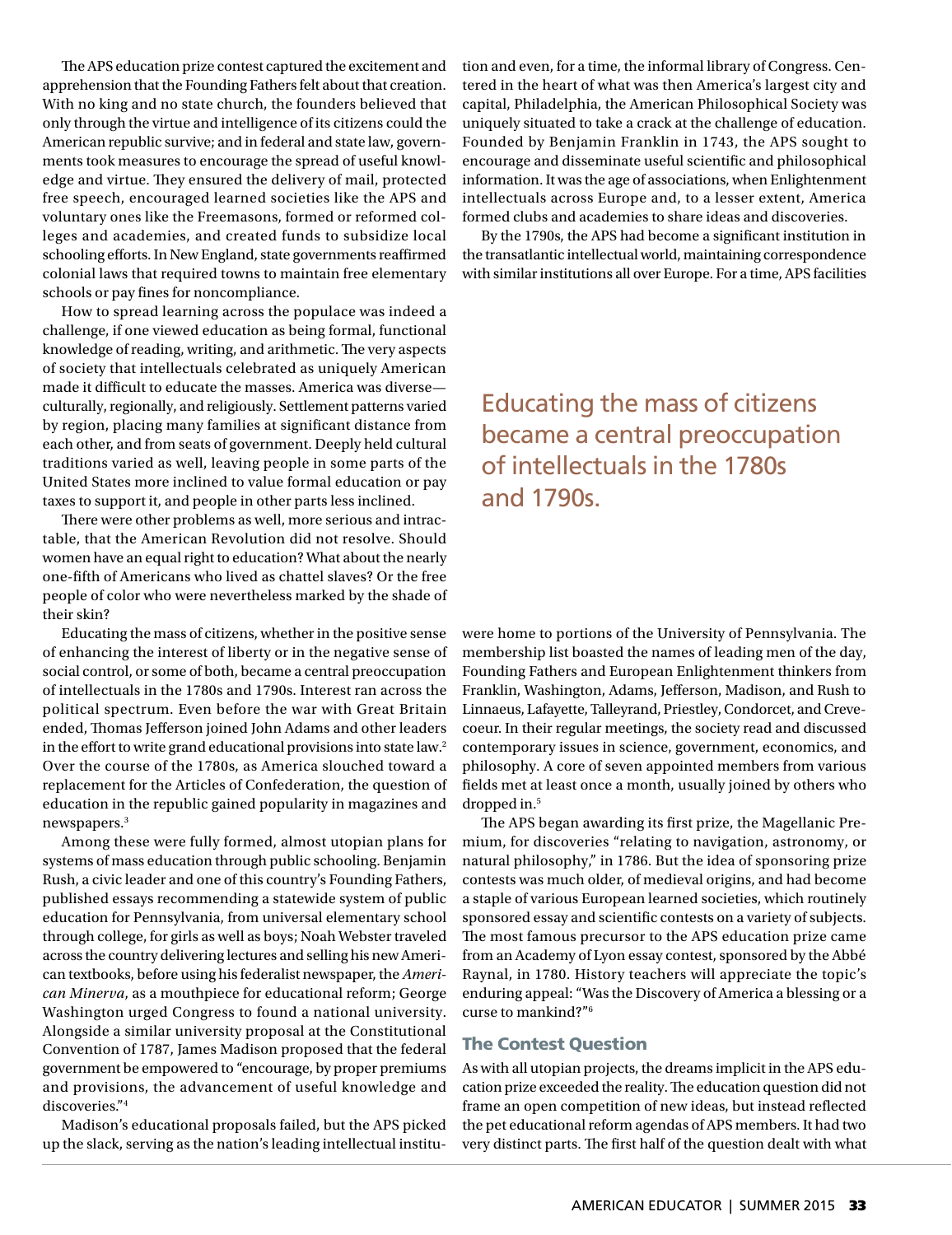The APS education prize contest captured the excitement and apprehension that the Founding Fathers felt about that creation. With no king and no state church, the founders believed that only through the virtue and intelligence of its citizens could the American republic survive; and in federal and state law, governments took measures to encourage the spread of useful knowledge and virtue. They ensured the delivery of mail, protected free speech, encouraged learned societies like the APS and voluntary ones like the Freemasons, formed or reformed colleges and academies, and created funds to subsidize local schooling efforts. In New England, state governments reaffirmed colonial laws that required towns to maintain free elementary schools or pay fines for noncompliance.

How to spread learning across the populace was indeed a challenge, if one viewed education as being formal, functional knowledge of reading, writing, and arithmetic. The very aspects of society that intellectuals celebrated as uniquely American made it difficult to educate the masses. America was diverse—culturally, regionally, and religiously. Settlement patterns varied by region, placing many families at significant distance from each other, and from seats of government. Deeply held cultural traditions varied as well, leaving people in some parts of the United States more inclined to value formal education or pay taxes to support it, and people in other parts less inclined.

There were other problems as well, more serious and intractable, that the American Revolution did not resolve. Should women have an equal right to education? What about the nearly one-fifth of Americans who lived as chattel slaves? Or the free people of color who were nevertheless marked by the shade of their skin?

Educating the mass of citizens, whether in the positive sense of enhancing the interest of liberty or in the negative sense of social control, or some of both, became a central preoccupation of intellectuals in the 1780s and 1790s. Interest ran across the political spectrum. Even before the war with Great Britain ended, Thomas Jefferson joined John Adams and other leaders in the effort to write grand educational provisions into state law.[2] Over the course of the 1780s, as America slouched toward a replacement for the Articles of Confederation, the question of education in the republic gained popularity in magazines and newspapers.[3]

Among these were fully formed, almost utopian plans for systems of mass education through public schooling. Benjamin Rush, a civic leader and one of this country's Founding Fathers, published essays recommending a statewide system of public education for Pennsylvania, from universal elementary school through college, for girls as well as boys; Noah Webster traveled across the country delivering lectures and selling his new American textbooks, before using his federalist newspaper, the *American Minerva*, as a mouthpiece for educational reform; George Washington urged Congress to found a national university. Alongside a similar university proposal at the Constitutional Convention of 1787, James Madison proposed that the federal government be empowered to "encourage, by proper premiums and provisions, the advancement of useful knowledge and discoveries."[4]

Madison's educational proposals failed, but the APS picked up the slack, serving as the nation's leading intellectual institution and even, for a time, the informal library of Congress. Centered in the heart of what was then America's largest city and capital, Philadelphia, the American Philosophical Society was uniquely situated to take a crack at the challenge of education. Founded by Benjamin Franklin in 1743, the APS sought to encourage and disseminate useful scientific and philosophical information. It was the age of associations, when Enlightenment intellectuals across Europe and, to a lesser extent, America formed clubs and academies to share ideas and discoveries.

By the 1790s, the APS had become a significant institution in the transatlantic intellectual world, maintaining correspondence with similar institutions all over Europe. For a time, APS facilities were home to portions of the University of Pennsylvania. The membership list boasted the names of leading men of the day, Founding Fathers and European Enlightenment thinkers from Franklin, Washington, Adams, Jefferson, Madison, and Rush to Linnaeus, Lafayette, Talleyrand, Priestley, Condorcet, and Crevecoeur. In their regular meetings, the society read and discussed contemporary issues in science, government, economics, and philosophy. A core of seven appointed members from various fields met at least once a month, usually joined by others who dropped in.[5]

> Educating the mass of citizens became a central preoccupation of intellectuals in the 1780s and 1790s.

The APS began awarding its first prize, the Magellanic Premium, for discoveries "relating to navigation, astronomy, or natural philosophy," in 1786. But the idea of sponsoring prize contests was much older, of medieval origins, and had become a staple of various European learned societies, which routinely sponsored essay and scientific contests on a variety of subjects. The most famous precursor to the APS education prize came from an Academy of Lyon essay contest, sponsored by the Abbé Raynal, in 1780. History teachers will appreciate the topic's enduring appeal: "Was the Discovery of America a blessing or a curse to mankind?"[6]

## The Contest Question

As with all utopian projects, the dreams implicit in the APS education prize exceeded the reality. The education question did not frame an open competition of new ideas, but instead reflected the pet educational reform agendas of APS members. It had two very distinct parts. The first half of the question dealt with what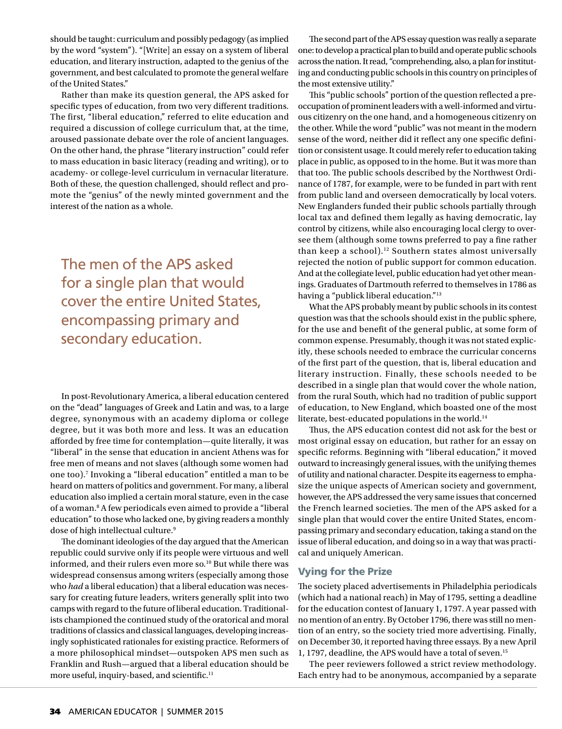should be taught: curriculum and possibly pedagogy (as implied by the word "system"). "[Write] an essay on a system of liberal education, and literary instruction, adapted to the genius of the government, and best calculated to promote the general welfare of the United States."

Rather than make its question general, the APS asked for specific types of education, from two very different traditions. The first, "liberal education," referred to elite education and required a discussion of college curriculum that, at the time, aroused passionate debate over the role of ancient languages. On the other hand, the phrase "literary instruction" could refer to mass education in basic literacy (reading and writing), or to academy- or college-level curriculum in vernacular literature. Both of these, the question challenged, should reflect and promote the "genius" of the newly minted government and the interest of the nation as a whole.

> The men of the APS asked for a single plan that would cover the entire United States, encompassing primary and secondary education.

In post-Revolutionary America, a liberal education centered on the "dead" languages of Greek and Latin and was, to a large degree, synonymous with an academy diploma or college degree, but it was both more and less. It was an education afforded by free time for contemplation—quite literally, it was "liberal" in the sense that education in ancient Athens was for free men of means and not slaves (although some women had one too).[7] Invoking a "liberal education" entitled a man to be heard on matters of politics and government. For many, a liberal education also implied a certain moral stature, even in the case of a woman.[8] A few periodicals even aimed to provide a "liberal education" to those who lacked one, by giving readers a monthly dose of high intellectual culture.[9]

The dominant ideologies of the day argued that the American republic could survive only if its people were virtuous and well informed, and their rulers even more so.[10] But while there was widespread consensus among writers (especially among those who *had* a liberal education) that a liberal education was necessary for creating future leaders, writers generally split into two camps with regard to the future of liberal education. Traditionalists championed the continued study of the oratorical and moral traditions of classics and classical languages, developing increasingly sophisticated rationales for existing practice. Reformers of a more philosophical mindset—outspoken APS men such as Franklin and Rush—argued that a liberal education should be more useful, inquiry-based, and scientific.[11]

The second part of the APS essay question was really a separate one: to develop a practical plan to build and operate public schools across the nation. It read, "comprehending, also, a plan for instituting and conducting public schools in this country on principles of the most extensive utility."

This "public schools" portion of the question reflected a preoccupation of prominent leaders with a well-informed and virtuous citizenry on the one hand, and a homogeneous citizenry on the other. While the word "public" was not meant in the modern sense of the word, neither did it reflect any one specific definition or consistent usage. It could merely refer to education taking place in public, as opposed to in the home. But it was more than that too. The public schools described by the Northwest Ordinance of 1787, for example, were to be funded in part with rent from public land and overseen democratically by local voters. New Englanders funded their public schools partially through local tax and defined them legally as having democratic, lay control by citizens, while also encouraging local clergy to oversee them (although some towns preferred to pay a fine rather than keep a school).[12] Southern states almost universally rejected the notion of public support for common education. And at the collegiate level, public education had yet other meanings. Graduates of Dartmouth referred to themselves in 1786 as having a "publick liberal education."[13]

What the APS probably meant by public schools in its contest question was that the schools should exist in the public sphere, for the use and benefit of the general public, at some form of common expense. Presumably, though it was not stated explicitly, these schools needed to embrace the curricular concerns of the first part of the question, that is, liberal education and literary instruction. Finally, these schools needed to be described in a single plan that would cover the whole nation, from the rural South, which had no tradition of public support of education, to New England, which boasted one of the most literate, best-educated populations in the world.[14]

Thus, the APS education contest did not ask for the best or most original essay on education, but rather for an essay on specific reforms. Beginning with "liberal education," it moved outward to increasingly general issues, with the unifying themes of utility and national character. Despite its eagerness to emphasize the unique aspects of American society and government, however, the APS addressed the very same issues that concerned the French learned societies. The men of the APS asked for a single plan that would cover the entire United States, encompassing primary and secondary education, taking a stand on the issue of liberal education, and doing so in a way that was practical and uniquely American.

### Vying for the Prize

The society placed advertisements in Philadelphia periodicals (which had a national reach) in May of 1795, setting a deadline for the education contest of January 1, 1797. A year passed with no mention of an entry. By October 1796, there was still no mention of an entry, so the society tried more advertising. Finally, on December 30, it reported having three essays. By a new April 1, 1797, deadline, the APS would have a total of seven.[15]

The peer reviewers followed a strict review methodology. Each entry had to be anonymous, accompanied by a separate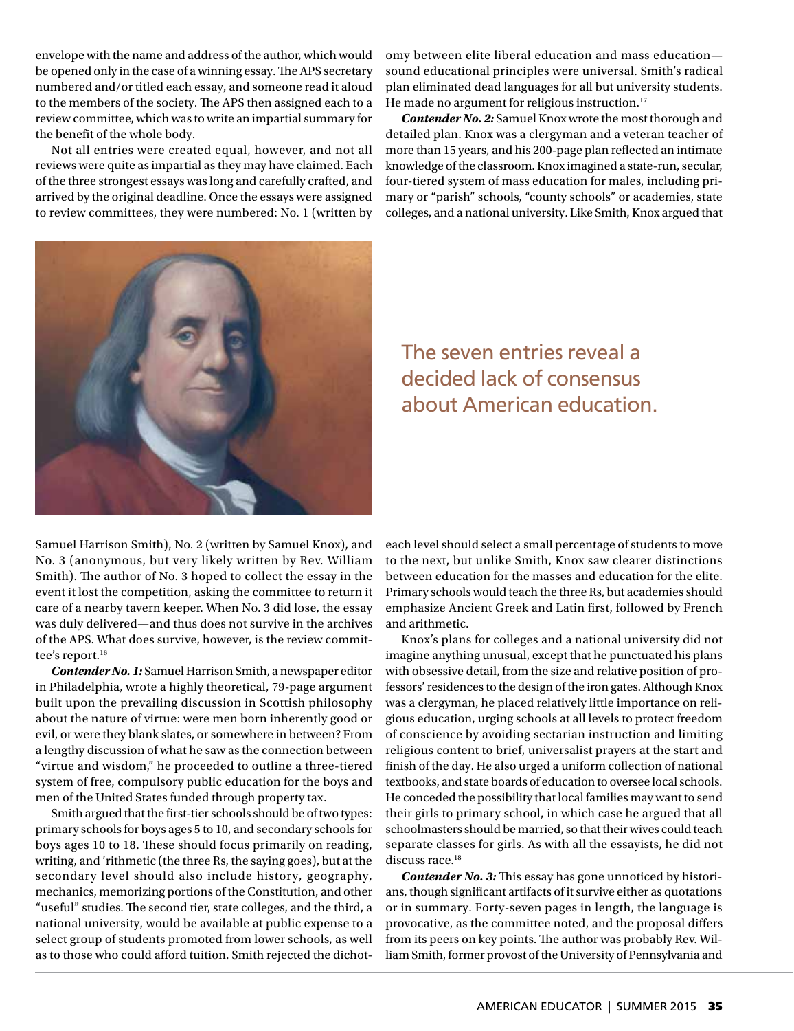envelope with the name and address of the author, which would be opened only in the case of a winning essay. The APS secretary numbered and/or titled each essay, and someone read it aloud to the members of the society. The APS then assigned each to a review committee, which was to write an impartial summary for the benefit of the whole body.

Not all entries were created equal, however, and not all reviews were quite as impartial as they may have claimed. Each of the three strongest essays was long and carefully crafted, and arrived by the original deadline. Once the essays were assigned to review committees, they were numbered: No. 1 (written by Samuel Harrison Smith), No. 2 (written by Samuel Knox), and No. 3 (anonymous, but very likely written by Rev. William Smith). The author of No. 3 hoped to collect the essay in the event it lost the competition, asking the committee to return it care of a nearby tavern keeper. When No. 3 did lose, the essay was duly delivered—and thus does not survive in the archives of the APS. What does survive, however, is the review committee's report.[16]

***Contender No. 1:*** Samuel Harrison Smith, a newspaper editor in Philadelphia, wrote a highly theoretical, 79-page argument built upon the prevailing discussion in Scottish philosophy about the nature of virtue: were men born inherently good or evil, or were they blank slates, or somewhere in between? From a lengthy discussion of what he saw as the connection between "virtue and wisdom," he proceeded to outline a three-tiered system of free, compulsory public education for the boys and men of the United States funded through property tax.

Smith argued that the first-tier schools should be of two types: primary schools for boys ages 5 to 10, and secondary schools for boys ages 10 to 18. These should focus primarily on reading, writing, and 'rithmetic (the three Rs, the saying goes), but at the secondary level should also include history, geography, mechanics, memorizing portions of the Constitution, and other "useful" studies. The second tier, state colleges, and the third, a national university, would be available at public expense to a select group of students promoted from lower schools, as well as to those who could afford tuition. Smith rejected the dichotomy between elite liberal education and mass education—sound educational principles were universal. Smith's radical plan eliminated dead languages for all but university students. He made no argument for religious instruction.[17]

***Contender No. 2:*** Samuel Knox wrote the most thorough and detailed plan. Knox was a clergyman and a veteran teacher of more than 15 years, and his 200-page plan reflected an intimate knowledge of the classroom. Knox imagined a state-run, secular, four-tiered system of mass education for males, including primary or "parish" schools, "county schools" or academies, state colleges, and a national university. Like Smith, Knox argued that each level should select a small percentage of students to move to the next, but unlike Smith, Knox saw clearer distinctions between education for the masses and education for the elite. Primary schools would teach the three Rs, but academies should emphasize Ancient Greek and Latin first, followed by French and arithmetic.

> The seven entries reveal a decided lack of consensus about American education.

Knox's plans for colleges and a national university did not imagine anything unusual, except that he punctuated his plans with obsessive detail, from the size and relative position of professors' residences to the design of the iron gates. Although Knox was a clergyman, he placed relatively little importance on religious education, urging schools at all levels to protect freedom of conscience by avoiding sectarian instruction and limiting religious content to brief, universalist prayers at the start and finish of the day. He also urged a uniform collection of national textbooks, and state boards of education to oversee local schools. He conceded the possibility that local families may want to send their girls to primary school, in which case he argued that all schoolmasters should be married, so that their wives could teach separate classes for girls. As with all the essayists, he did not discuss race.[18]

***Contender No. 3:*** This essay has gone unnoticed by historians, though significant artifacts of it survive either as quotations or in summary. Forty-seven pages in length, the language is provocative, as the committee noted, and the proposal differs from its peers on key points. The author was probably Rev. William Smith, former provost of the University of Pennsylvania and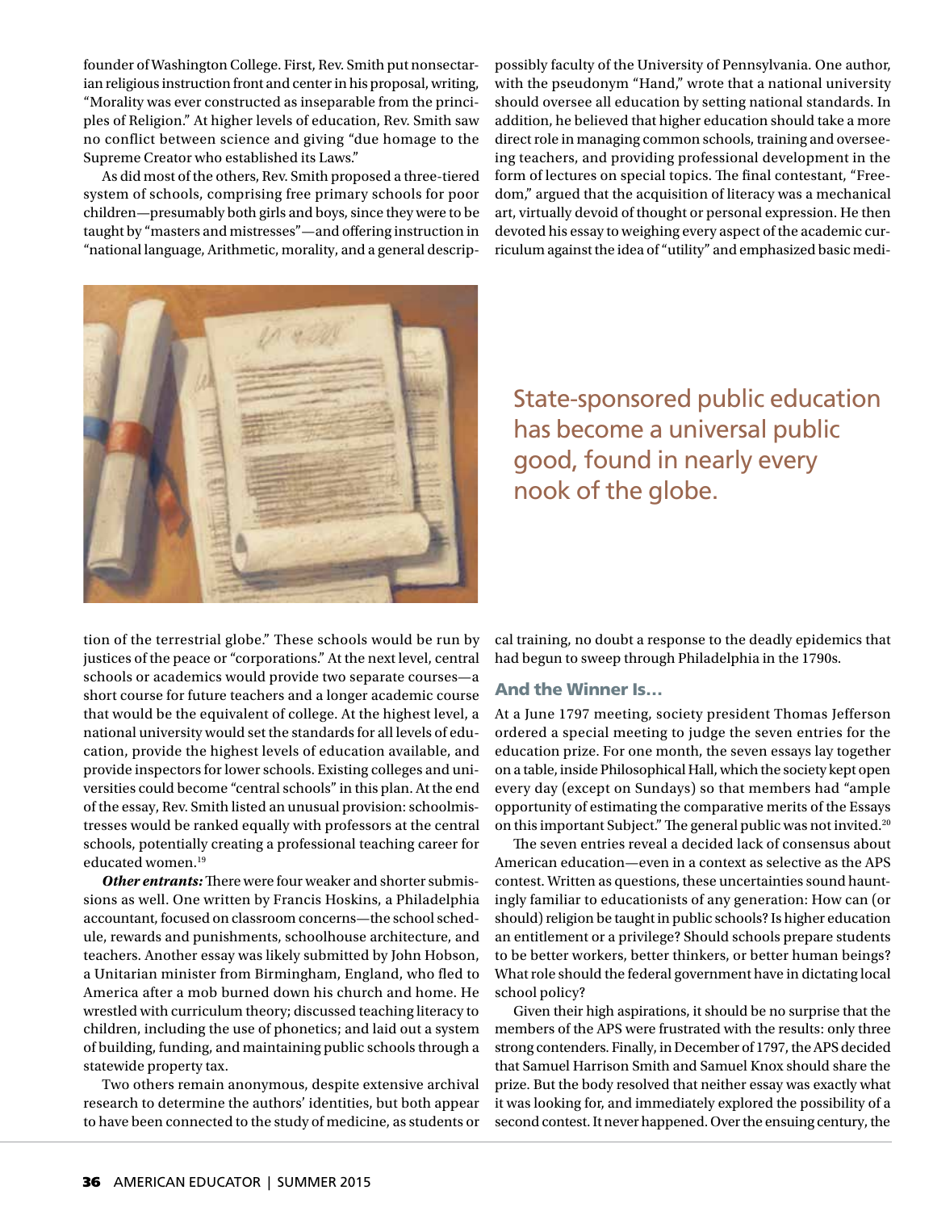founder of Washington College. First, Rev. Smith put nonsectarian religious instruction front and center in his proposal, writing, "Morality was ever constructed as inseparable from the principles of Religion." At higher levels of education, Rev. Smith saw no conflict between science and giving "due homage to the Supreme Creator who established its Laws."

As did most of the others, Rev. Smith proposed a three-tiered system of schools, comprising free primary schools for poor children—presumably both girls and boys, since they were to be taught by "masters and mistresses"—and offering instruction in "national language, Arithmetic, morality, and a general description of the terrestrial globe." These schools would be run by justices of the peace or "corporations." At the next level, central schools or academics would provide two separate courses—a short course for future teachers and a longer academic course that would be the equivalent of college. At the highest level, a national university would set the standards for all levels of education, provide the highest levels of education available, and provide inspectors for lower schools. Existing colleges and universities could become "central schools" in this plan. At the end of the essay, Rev. Smith listed an unusual provision: schoolmistresses would be ranked equally with professors at the central schools, potentially creating a professional teaching career for educated women.[19]

***Other entrants:*** There were four weaker and shorter submissions as well. One written by Francis Hoskins, a Philadelphia accountant, focused on classroom concerns—the school schedule, rewards and punishments, schoolhouse architecture, and teachers. Another essay was likely submitted by John Hobson, a Unitarian minister from Birmingham, England, who fled to America after a mob burned down his church and home. He wrestled with curriculum theory; discussed teaching literacy to children, including the use of phonetics; and laid out a system of building, funding, and maintaining public schools through a statewide property tax.

Two others remain anonymous, despite extensive archival research to determine the authors' identities, but both appear to have been connected to the study of medicine, as students or possibly faculty of the University of Pennsylvania. One author, with the pseudonym "Hand," wrote that a national university should oversee all education by setting national standards. In addition, he believed that higher education should take a more direct role in managing common schools, training and overseeing teachers, and providing professional development in the form of lectures on special topics. The final contestant, "Freedom," argued that the acquisition of literacy was a mechanical art, virtually devoid of thought or personal expression. He then devoted his essay to weighing every aspect of the academic curriculum against the idea of "utility" and emphasized basic medical training, no doubt a response to the deadly epidemics that had begun to sweep through Philadelphia in the 1790s.

State-sponsored public education has become a universal public good, found in nearly every nook of the globe.

### And the Winner Is…

At a June 1797 meeting, society president Thomas Jefferson ordered a special meeting to judge the seven entries for the education prize. For one month, the seven essays lay together on a table, inside Philosophical Hall, which the society kept open every day (except on Sundays) so that members had "ample opportunity of estimating the comparative merits of the Essays on this important Subject." The general public was not invited.[20]

The seven entries reveal a decided lack of consensus about American education—even in a context as selective as the APS contest. Written as questions, these uncertainties sound hauntingly familiar to educationists of any generation: How can (or should) religion be taught in public schools? Is higher education an entitlement or a privilege? Should schools prepare students to be better workers, better thinkers, or better human beings? What role should the federal government have in dictating local school policy?

Given their high aspirations, it should be no surprise that the members of the APS were frustrated with the results: only three strong contenders. Finally, in December of 1797, the APS decided that Samuel Harrison Smith and Samuel Knox should share the prize. But the body resolved that neither essay was exactly what it was looking for, and immediately explored the possibility of a second contest. It never happened. Over the ensuing century, the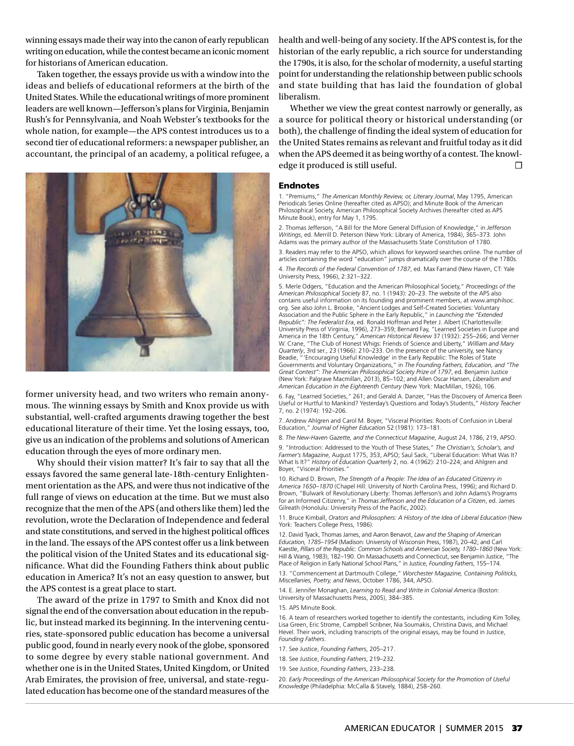winning essays made their way into the canon of early republican writing on education, while the contest became an iconic moment for historians of American education.

Taken together, the essays provide us with a window into the ideas and beliefs of educational reformers at the birth of the United States. While the educational writings of more prominent leaders are well known—Jefferson's plans for Virginia, Benjamin Rush's for Pennsylvania, and Noah Webster's textbooks for the whole nation, for example—the APS contest introduces us to a second tier of educational reformers: a newspaper publisher, an accountant, the principal of an academy, a political refugee, a former university head, and two writers who remain anonymous. The winning essays by Smith and Knox provide us with substantial, well-crafted arguments drawing together the best educational literature of their time. Yet the losing essays, too, give us an indication of the problems and solutions of American education through the eyes of more ordinary men.

Why should their vision matter? It's fair to say that all the essays favored the same general late-18th-century Enlightenment orientation as the APS, and were thus not indicative of the full range of views on education at the time. But we must also recognize that the men of the APS (and others like them) led the revolution, wrote the Declaration of Independence and federal and state constitutions, and served in the highest political offices in the land. The essays of the APS contest offer us a link between the political vision of the United States and its educational significance. What did the Founding Fathers think about public education in America? It's not an easy question to answer, but the APS contest is a great place to start.

The award of the prize in 1797 to Smith and Knox did not signal the end of the conversation about education in the republic, but instead marked its beginning. In the intervening centuries, state-sponsored public education has become a universal public good, found in nearly every nook of the globe, sponsored to some degree by every stable national government. And whether one is in the United States, United Kingdom, or United Arab Emirates, the provision of free, universal, and state-regulated education has become one of the standard measures of the health and well-being of any society. If the APS contest is, for the historian of the early republic, a rich source for understanding the 1790s, it is also, for the scholar of modernity, a useful starting point for understanding the relationship between public schools and state building that has laid the foundation of global liberalism.

Whether we view the great contest narrowly or generally, as a source for political theory or historical understanding (or both), the challenge of finding the ideal system of education for the United States remains as relevant and fruitful today as it did when the APS deemed it as being worthy of a contest. The knowledge it produced is still useful. ☐

## Endnotes

1. "Premiums," *The American Monthly Review, or, Literary Journal*, May 1795, American Periodicals Series Online (hereafter cited as APSO); and Minute Book of the American Philosophical Society, American Philosophical Society Archives (hereafter cited as APS Minute Book), entry for May 1, 1795.

2. Thomas Jefferson, "A Bill for the More General Diffusion of Knowledge," in *Jefferson Writings*, ed. Merrill D. Peterson (New York: Library of America, 1984), 365–373. John Adams was the primary author of the Massachusetts State Constitution of 1780.

3. Readers may refer to the APSO, which allows for keyword searches online. The number of articles containing the word "education" jumps dramatically over the course of the 1780s.

4. *The Records of the Federal Convention of 1787*, ed. Max Farrand (New Haven, CT: Yale University Press, 1966), 2:321–322.

5. Merle Odgers, "Education and the American Philosophical Society," *Proceedings of the American Philosophical Society* 87, no. 1 (1943): 20–23. The website of the APS also contains useful information on its founding and prominent members, at www.amphilsoc.org. See also John L. Brooke, "Ancient Lodges and Self-Created Societies: Voluntary Association and the Public Sphere in the Early Republic," in *Launching the "Extended Republic": The Federalist Era*, ed. Ronald Hoffman and Peter J. Albert (Charlottesville: University Press of Virginia, 1996), 273–359; Bernard Fay, "Learned Societies in Europe and America in the 18th Century," *American Historical Review* 37 (1932): 255–266; and Verner W. Crane, "The Club of Honest Whigs: Friends of Science and Liberty," *William and Mary Quarterly*, 3rd ser., 23 (1966): 210–233. On the presence of the university, see Nancy Beadie, "'Encouraging Useful Knowledge' in the Early Republic: The Roles of State Governments and Voluntary Organizations," in *The Founding Fathers, Education, and "The Great Contest": The American Philosophical Society Prize of 1797*, ed. Benjamin Justice (New York: Palgrave Macmillan, 2013), 85–102; and Allen Oscar Hansen, *Liberalism and American Education in the Eighteenth Century* (New York: MacMillan, 1926), 106.

6. Fay, "Learned Societies," 261; and Gerald A. Danzer, "Has the Discovery of America Been Useful or Hurtful to Mankind? Yesterday's Questions and Today's Students," *History Teacher* 7, no. 2 (1974): 192–206.

7. Andrew Ahlgren and Carol M. Boyer, "Visceral Priorities: Roots of Confusion in Liberal Education," *Journal of Higher Education* 52 (1981): 173–181.

8. *The New-Haven Gazette, and the Connecticut Magazine*, August 24, 1786, 219, APSO.

9. "Introduction: Addressed to the Youth of These States," *The Christian's, Scholar's, and Farmer's Magazine*, August 1775, 353, APSO; Saul Sack, "Liberal Education: What Was It? What Is It?" *History of Education Quarterly* 2, no. 4 (1962): 210–224; and Ahlgren and Boyer, "Visceral Priorities."

10. Richard D. Brown, *The Strength of a People: The Idea of an Educated Citizenry in America 1650–1870* (Chapel Hill: University of North Carolina Press, 1996); and Richard D. Brown, "Bulwark of Revolutionary Liberty: Thomas Jefferson's and John Adams's Programs for an Informed Citizenry," in *Thomas Jefferson and the Education of a Citizen*, ed. James Gilreath (Honolulu: University Press of the Pacific, 2002).

11. Bruce Kimball, *Orators and Philosophers: A History of the Idea of Liberal Education* (New York: Teachers College Press, 1986).

12. David Tyack, Thomas James, and Aaron Benavot, *Law and the Shaping of American Education, 1785–1954* (Madison: University of Wisconsin Press, 1987), 20–42; and Carl Kaestle, *Pillars of the Republic: Common Schools and American Society, 1780–1860* (New York: Hill & Wang, 1983), 182–190. On Massachusetts and Connecticut, see Benjamin Justice, "The Place of Religion in Early National School Plans," in Justice, *Founding Fathers*, 155–174.

13. "Commencement at Dartmouth College," *Worchester Magazine, Containing Politicks, Miscellanies, Poetry, and News*, October 1786, 344, APSO.

14. E. Jennifer Monaghan, *Learning to Read and Write in Colonial America* (Boston: University of Massachusetts Press, 2005), 384–385.

15. APS Minute Book.

16. A team of researchers worked together to identify the contestants, including Kim Tolley, Lisa Green, Eric Strome, Campbell Scribner, Nia Soumakis, Christina Davis, and Michael Hevel. Their work, including transcripts of the original essays, may be found in Justice, *Founding Fathers*.

17. See Justice, *Founding Fathers*, 205–217.

18. See Justice, *Founding Fathers*, 219–232.

19. See Justice, *Founding Fathers*, 233–238.

20. *Early Proceedings of the American Philosophical Society for the Promotion of Useful Knowledge* (Philadelphia: McCalla & Stavely, 1884), 258–260.